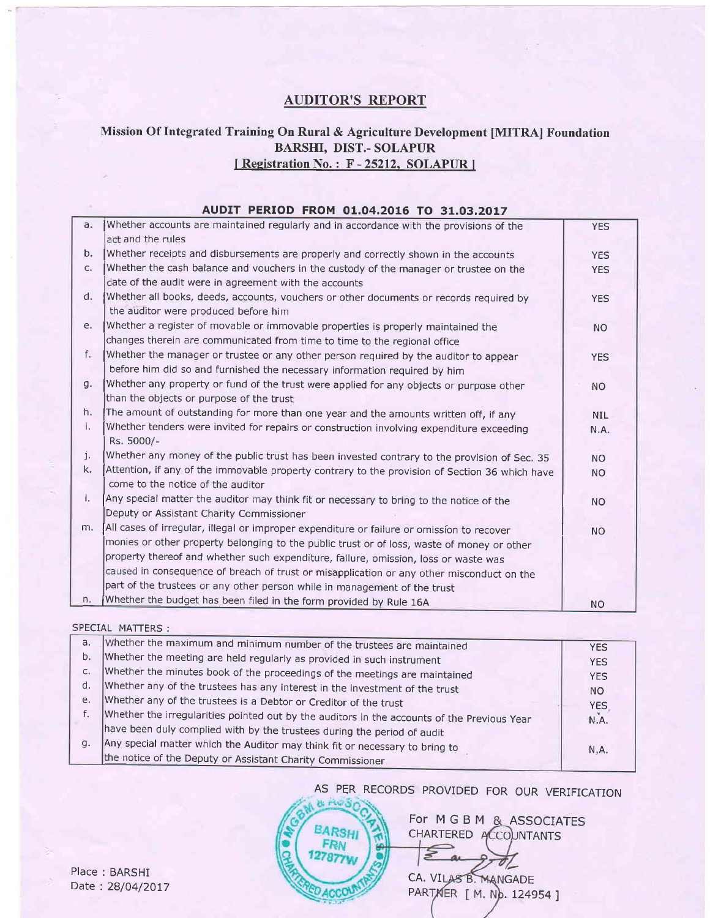# AUDITOR'S REPORT

## Mission Of Integrated Training On Rural & Agriculture Development [MITRA] Foundation
## BARSHI, DIST.- SOLAPUR
## [ Registration No. : F - 25212, SOLAPUR ]

### AUDIT PERIOD FROM 01.04.2016 TO 31.03.2017

| | | |
|---|---|---|
| a. | Whether accounts are maintained regularly and in accordance with the provisions of the act and the rules | YES |
| b. | Whether receipts and disbursements are properly and correctly shown in the accounts | YES |
| c. | Whether the cash balance and vouchers in the custody of the manager or trustee on the date of the audit were in agreement with the accounts | YES |
| d. | Whether all books, deeds, accounts, vouchers or other documents or records required by the auditor were produced before him | YES |
| e. | Whether a register of movable or immovable properties is properly maintained the changes therein are communicated from time to time to the regional office | NO |
| f. | Whether the manager or trustee or any other person required by the auditor to appear before him did so and furnished the necessary information required by him | YES |
| g. | Whether any property or fund of the trust were applied for any objects or purpose other than the objects or purpose of the trust | NO |
| h. | The amount of outstanding for more than one year and the amounts written off, if any | NIL |
| i. | Whether tenders were invited for repairs or construction involving expenditure exceeding Rs. 5000/- | N.A. |
| j. | Whether any money of the public trust has been invested contrary to the provision of Sec. 35 | NO |
| k. | Attention, if any of the immovable property contrary to the provision of Section 36 which have come to the notice of the auditor | NO |
| l. | Any special matter the auditor may think fit or necessary to bring to the notice of the Deputy or Assistant Charity Commissioner | NO |
| m. | All cases of irregular, illegal or improper expenditure or failure or omission to recover monies or other property belonging to the public trust or of loss, waste of money or other property thereof and whether such expenditure, failure, omission, loss or waste was caused in consequence of breach of trust or misapplication or any other misconduct on the part of the trustees or any other person while in management of the trust | NO |
| n. | Whether the budget has been filed in the form provided by Rule 16A | NO |

SPECIAL MATTERS :

| | | |
|---|---|---|
| a. | Whether the maximum and minimum number of the trustees are maintained | YES |
| b. | Whether the meeting are held regularly as provided in such instrument | YES |
| c. | Whether the minutes book of the proceedings of the meetings are maintained | YES |
| d. | Whether any of the trustees has any interest in the investment of the trust | NO |
| e. | Whether any of the trustees is a Debtor or Creditor of the trust | YES |
| f. | Whether the irregularities pointed out by the auditors in the accounts of the Previous Year have been duly complied with by the trustees during the period of audit | N.A. |
| g. | Any special matter which the Auditor may think fit or necessary to bring to the notice of the Deputy or Assistant Charity Commissioner | N.A. |

AS PER RECORDS PROVIDED FOR OUR VERIFICATION

For M G B M & ASSOCIATES
CHARTERED ACCOUNTANTS

CA. VILAS B. MANGADE
PARTNER [ M. No. 124954 ]

Place : BARSHI
Date : 28/04/2017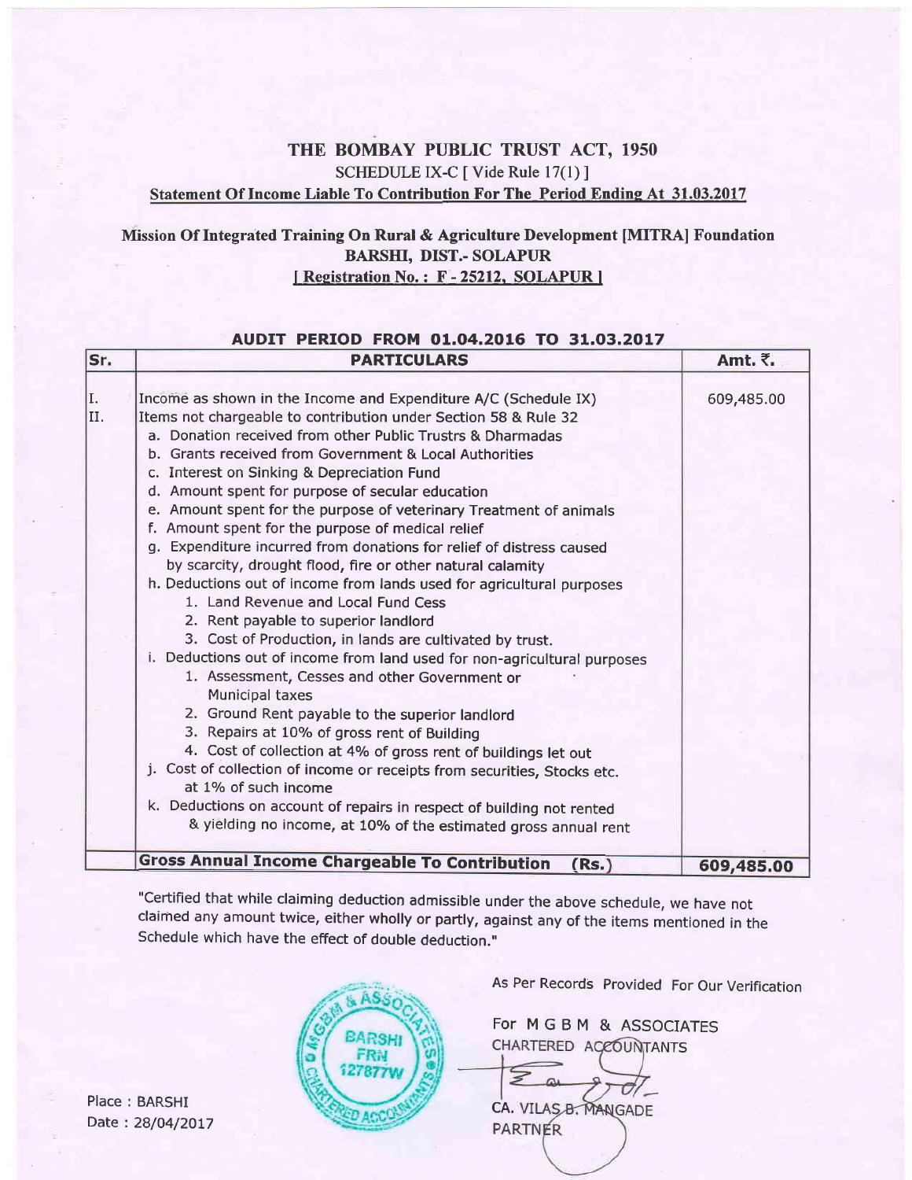# THE BOMBAY PUBLIC TRUST ACT, 1950

SCHEDULE IX-C [ Vide Rule 17(1) ]

**Statement Of Income Liable To Contribution For The Period Ending At 31.03.2017**

## Mission Of Integrated Training On Rural & Agriculture Development [MITRA] Foundation
## BARSHI, DIST.- SOLAPUR
## [ Registration No. : F - 25212, SOLAPUR ]

**AUDIT PERIOD FROM 01.04.2016 TO 31.03.2017**

| Sr. | PARTICULARS | Amt. ₹. |
|---|---|---|
| I. | Income as shown in the Income and Expenditure A/C (Schedule IX) | 609,485.00 |
| II. | Items not chargeable to contribution under Section 58 & Rule 32 | |
| | a. Donation received from other Public Trustrs & Dharmadas | |
| | b. Grants received from Government & Local Authorities | |
| | c. Interest on Sinking & Depreciation Fund | |
| | d. Amount spent for purpose of secular education | |
| | e. Amount spent for the purpose of veterinary Treatment of animals | |
| | f. Amount spent for the purpose of medical relief | |
| | g. Expenditure incurred from donations for relief of distress caused by scarcity, drought flood, fire or other natural calamity | |
| | h. Deductions out of income from lands used for agricultural purposes | |
| | 1. Land Revenue and Local Fund Cess | |
| | 2. Rent payable to superior landlord | |
| | 3. Cost of Production, in lands are cultivated by trust. | |
| | i. Deductions out of income from land used for non-agricultural purposes | |
| | 1. Assessment, Cesses and other Government or Municipal taxes | |
| | 2. Ground Rent payable to the superior landlord | |
| | 3. Repairs at 10% of gross rent of Building | |
| | 4. Cost of collection at 4% of gross rent of buildings let out | |
| | j. Cost of collection of income or receipts from securities, Stocks etc. at 1% of such income | |
| | k. Deductions on account of repairs in respect of building not rented & yielding no income, at 10% of the estimated gross annual rent | |
| | **Gross Annual Income Chargeable To Contribution (Rs.)** | **609,485.00** |

"Certified that while claiming deduction admissible under the above schedule, we have not claimed any amount twice, either wholly or partly, against any of the items mentioned in the Schedule which have the effect of double deduction."

As Per Records Provided For Our Verification

For M G B M & ASSOCIATES
CHARTERED ACCOUNTANTS

CA. VILAS B. MANGADE
PARTNER

Place : BARSHI
Date : 28/04/2017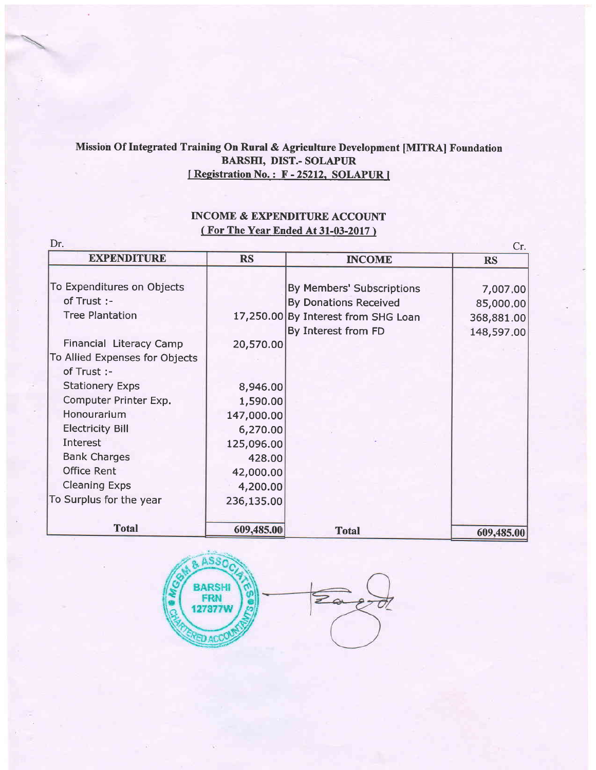**Mission Of Integrated Training On Rural & Agriculture Development [MITRA] Foundation**
**BARSHI, DIST.- SOLAPUR**
**[ Registration No. : F - 25212, SOLAPUR ]**

**INCOME & EXPENDITURE ACCOUNT**
**( For The Year Ended At 31-03-2017 )**

Dr. Cr.

| EXPENDITURE | RS | INCOME | RS |
|---|---|---|---|
| To Expenditures on Objects of Trust :- | | By Members' Subscriptions | 7,007.00 |
| Tree Plantation | 17,250.00 | By Donations Received | 85,000.00 |
| | | By Interest from SHG Loan | 368,881.00 |
| | | By Interest from FD | 148,597.00 |
| Financial Literacy Camp | 20,570.00 | | |
| To Allied Expenses for Objects of Trust :- | | | |
| Stationery Exps | 8,946.00 | | |
| Computer Printer Exp. | 1,590.00 | | |
| Honourarium | 147,000.00 | | |
| Electricity Bill | 6,270.00 | | |
| Interest | 125,096.00 | | |
| Bank Charges | 428.00 | | |
| Office Rent | 42,000.00 | | |
| Cleaning Exps | 4,200.00 | | |
| To Surplus for the year | 236,135.00 | | |
| **Total** | **609,485.00** | **Total** | **609,485.00** |

MGBM & ASSOCIATES CHARTERED ACCOUNTANTS BARSHI FRN 127877W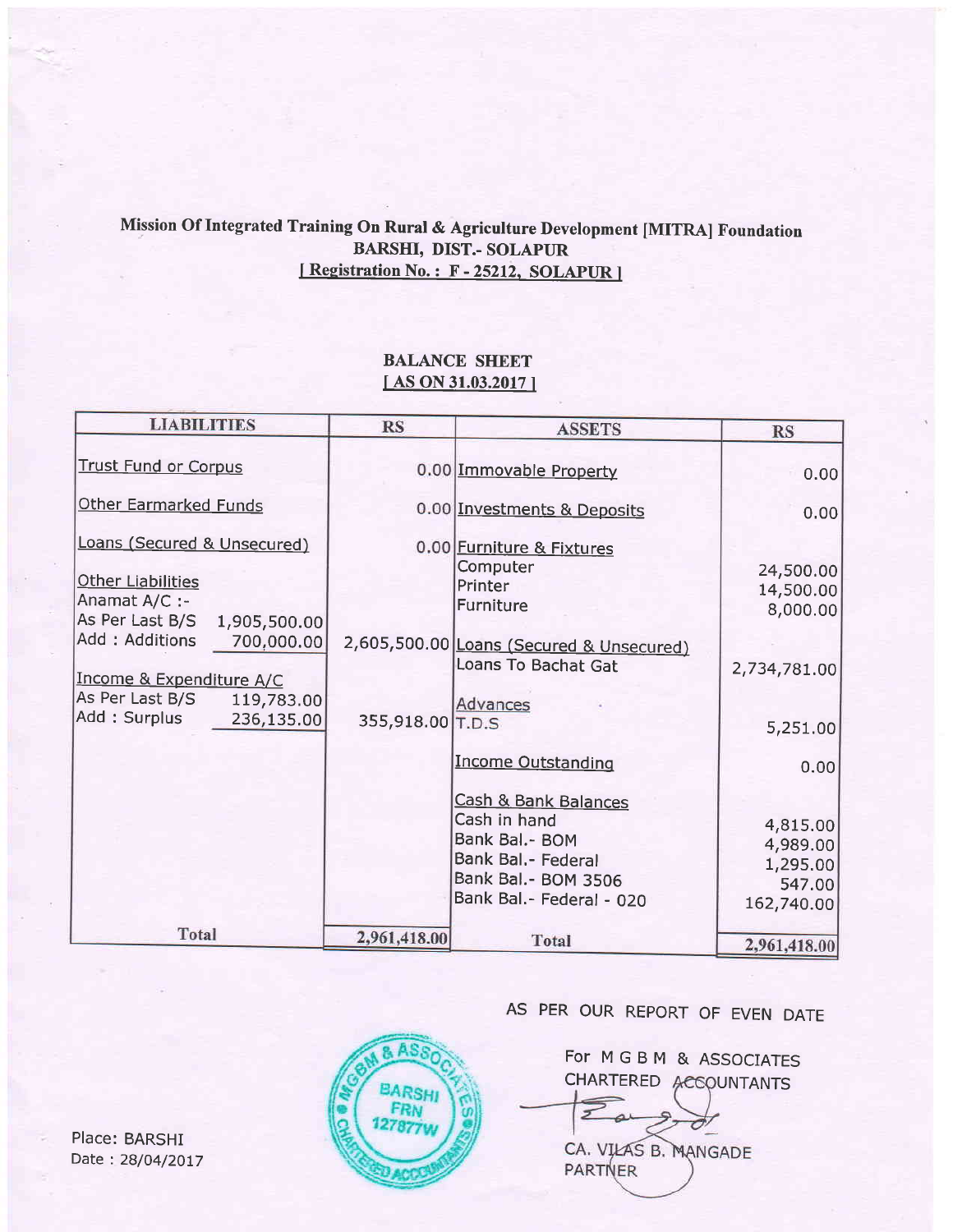**Mission Of Integrated Training On Rural & Agriculture Development [MITRA] Foundation**
**BARSHI, DIST.- SOLAPUR**
**[ Registration No. : F - 25212, SOLAPUR ]**

**BALANCE SHEET**
**[ AS ON 31.03.2017 ]**

| LIABILITIES | | RS | ASSETS | RS |
|---|---|---|---|---|
| Trust Fund or Corpus | | 0.00 | Immovable Property | 0.00 |
| Other Earmarked Funds | | 0.00 | Investments & Deposits | 0.00 |
| Loans (Secured & Unsecured) | | 0.00 | Furniture & Fixtures | |
| | | | Computer | 24,500.00 |
| Other Liabilities | | | Printer | 14,500.00 |
| Anamat A/C :- | | | Furniture | 8,000.00 |
| As Per Last B/S | 1,905,500.00 | | | |
| Add : Additions | 700,000.00 | 2,605,500.00 | Loans (Secured & Unsecured) | |
| | | | Loans To Bachat Gat | 2,734,781.00 |
| Income & Expenditure A/C | | | | |
| As Per Last B/S | 119,783.00 | | Advances | |
| Add : Surplus | 236,135.00 | 355,918.00 | T.D.S | 5,251.00 |
| | | | Income Outstanding | 0.00 |
| | | | Cash & Bank Balances | |
| | | | Cash in hand | 4,815.00 |
| | | | Bank Bal.- BOM | 4,989.00 |
| | | | Bank Bal.- Federal | 1,295.00 |
| | | | Bank Bal.- BOM 3506 | 547.00 |
| | | | Bank Bal.- Federal - 020 | 162,740.00 |
| **Total** | | **2,961,418.00** | **Total** | **2,961,418.00** |

AS PER OUR REPORT OF EVEN DATE

For M G B M & ASSOCIATES
CHARTERED ACCOUNTANTS

CA. VILAS B. MANGADE
PARTNER

Place: BARSHI
Date : 28/04/2017